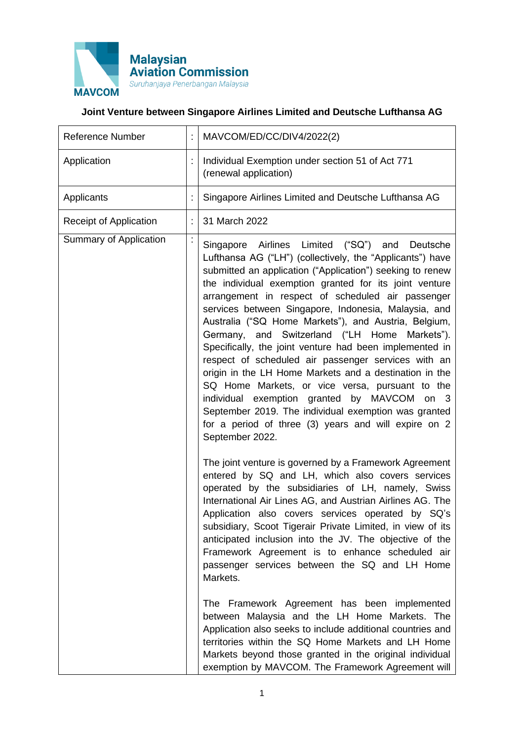Malaysian Aviation Commission
Suruhanjaya Penerbangan Malaysia
MAVCOM

**Joint Venture between Singapore Airlines Limited and Deutsche Lufthansa AG**

| | | |
|---|---|---|
| Reference Number | : | MAVCOM/ED/CC/DIV4/2022(2) |
| Application | : | Individual Exemption under section 51 of Act 771 (renewal application) |
| Applicants | : | Singapore Airlines Limited and Deutsche Lufthansa AG |
| Receipt of Application | : | 31 March 2022 |
| Summary of Application | : | Singapore Airlines Limited ("SQ") and Deutsche Lufthansa AG ("LH") (collectively, the "Applicants") have submitted an application ("Application") seeking to renew the individual exemption granted for its joint venture arrangement in respect of scheduled air passenger services between Singapore, Indonesia, Malaysia, and Australia ("SQ Home Markets"), and Austria, Belgium, Germany, and Switzerland ("LH Home Markets"). Specifically, the joint venture had been implemented in respect of scheduled air passenger services with an origin in the LH Home Markets and a destination in the SQ Home Markets, or vice versa, pursuant to the individual exemption granted by MAVCOM on 3 September 2019. The individual exemption was granted for a period of three (3) years and will expire on 2 September 2022.<br><br>The joint venture is governed by a Framework Agreement entered by SQ and LH, which also covers services operated by the subsidiaries of LH, namely, Swiss International Air Lines AG, and Austrian Airlines AG. The Application also covers services operated by SQ's subsidiary, Scoot Tigerair Private Limited, in view of its anticipated inclusion into the JV. The objective of the Framework Agreement is to enhance scheduled air passenger services between the SQ and LH Home Markets.<br><br>The Framework Agreement has been implemented between Malaysia and the LH Home Markets. The Application also seeks to include additional countries and territories within the SQ Home Markets and LH Home Markets beyond those granted in the original individual exemption by MAVCOM. The Framework Agreement will |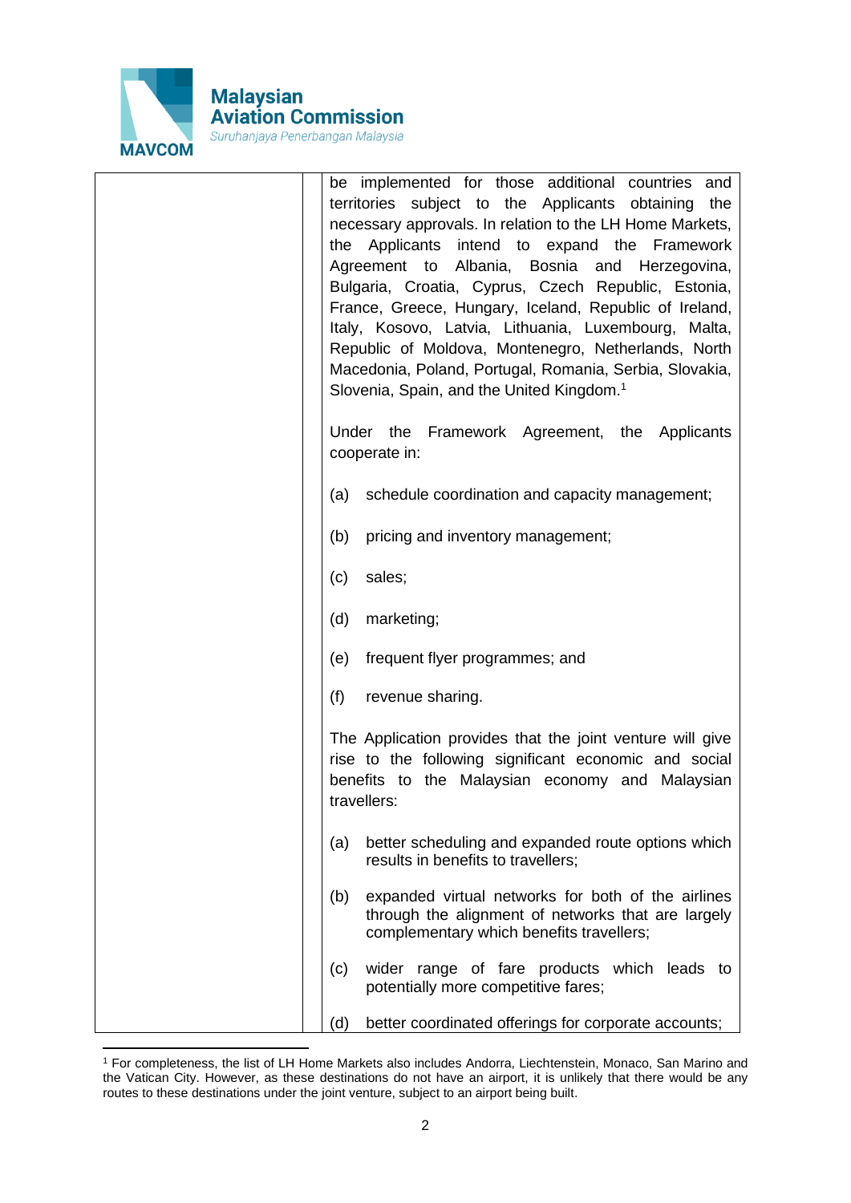| | |
|---|---|
| | be implemented for those additional countries and territories subject to the Applicants obtaining the necessary approvals. In relation to the LH Home Markets, the Applicants intend to expand the Framework Agreement to Albania, Bosnia and Herzegovina, Bulgaria, Croatia, Cyprus, Czech Republic, Estonia, France, Greece, Hungary, Iceland, Republic of Ireland, Italy, Kosovo, Latvia, Lithuania, Luxembourg, Malta, Republic of Moldova, Montenegro, Netherlands, North Macedonia, Poland, Portugal, Romania, Serbia, Slovakia, Slovenia, Spain, and the United Kingdom.[1]<br><br>Under the Framework Agreement, the Applicants cooperate in:<br><br>(a) schedule coordination and capacity management;<br><br>(b) pricing and inventory management;<br><br>(c) sales;<br><br>(d) marketing;<br><br>(e) frequent flyer programmes; and<br><br>(f) revenue sharing.<br><br>The Application provides that the joint venture will give rise to the following significant economic and social benefits to the Malaysian economy and Malaysian travellers:<br><br>(a) better scheduling and expanded route options which results in benefits to travellers;<br><br>(b) expanded virtual networks for both of the airlines through the alignment of networks that are largely complementary which benefits travellers;<br><br>(c) wider range of fare products which leads to potentially more competitive fares;<br><br>(d) better coordinated offerings for corporate accounts; |

[1] For completeness, the list of LH Home Markets also includes Andorra, Liechtenstein, Monaco, San Marino and the Vatican City. However, as these destinations do not have an airport, it is unlikely that there would be any routes to these destinations under the joint venture, subject to an airport being built.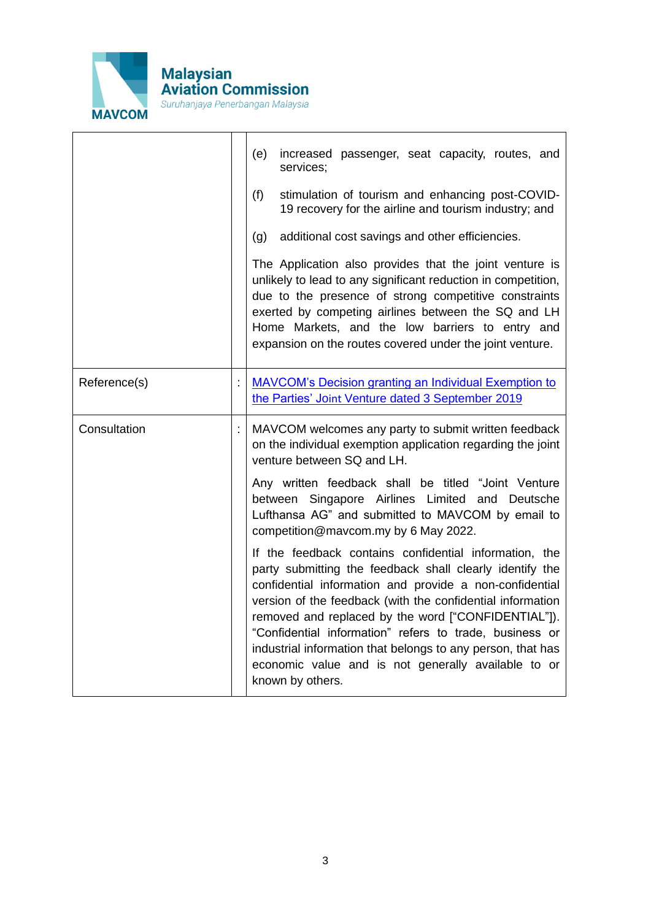| | | |
|---|---|---|
| | | (e) increased passenger, seat capacity, routes, and services;<br><br>(f) stimulation of tourism and enhancing post-COVID-19 recovery for the airline and tourism industry; and<br><br>(g) additional cost savings and other efficiencies.<br><br>The Application also provides that the joint venture is unlikely to lead to any significant reduction in competition, due to the presence of strong competitive constraints exerted by competing airlines between the SQ and LH Home Markets, and the low barriers to entry and expansion on the routes covered under the joint venture. |
| Reference(s) | : | MAVCOM's Decision granting an Individual Exemption to the Parties' Joint Venture dated 3 September 2019 |
| Consultation | : | MAVCOM welcomes any party to submit written feedback on the individual exemption application regarding the joint venture between SQ and LH.<br><br>Any written feedback shall be titled "Joint Venture between Singapore Airlines Limited and Deutsche Lufthansa AG" and submitted to MAVCOM by email to competition@mavcom.my by 6 May 2022.<br><br>If the feedback contains confidential information, the party submitting the feedback shall clearly identify the confidential information and provide a non-confidential version of the feedback (with the confidential information removed and replaced by the word ["CONFIDENTIAL"]). "Confidential information" refers to trade, business or industrial information that belongs to any person, that has economic value and is not generally available to or known by others. |